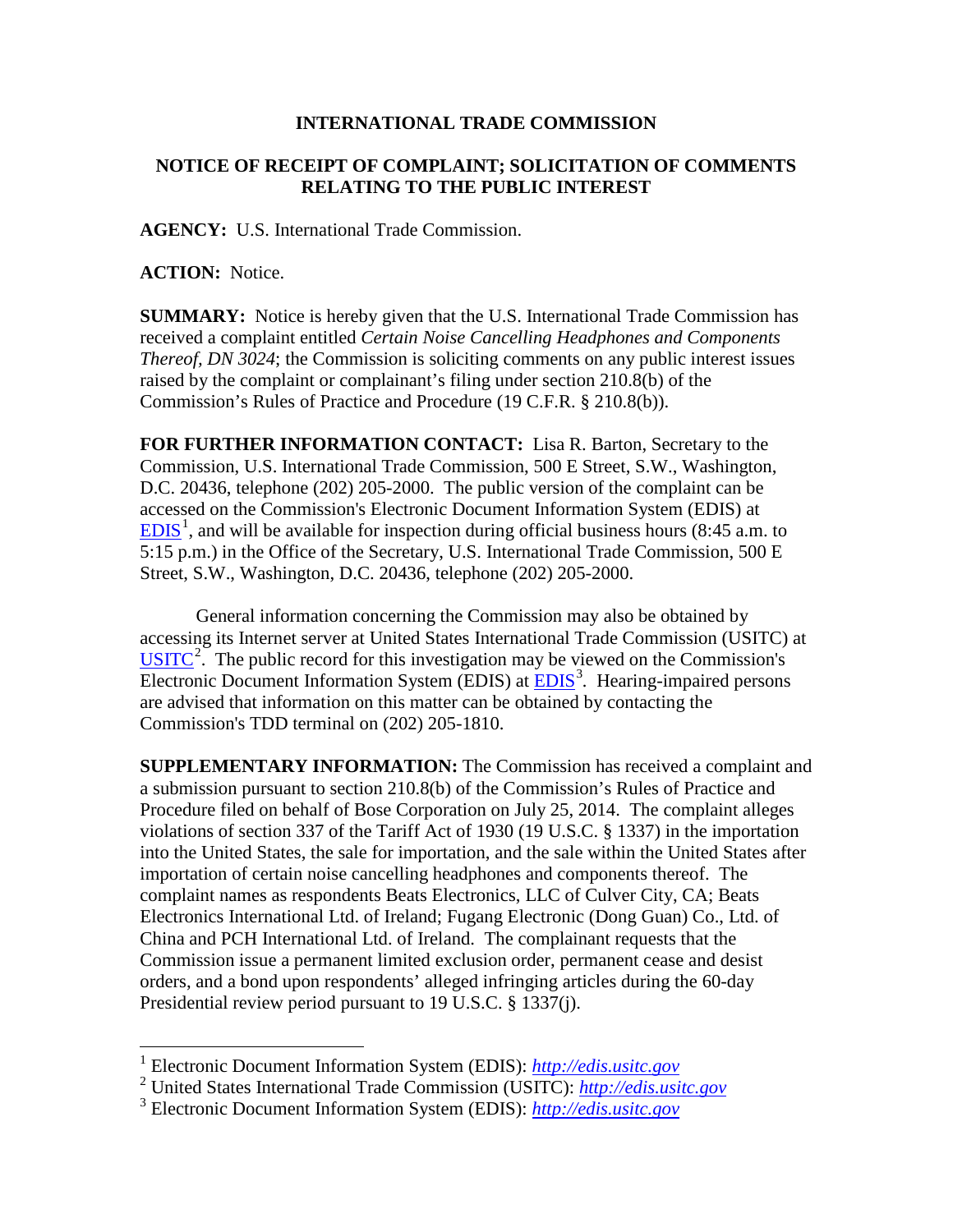**INTERNATIONAL TRADE COMMISSION**

**NOTICE OF RECEIPT OF COMPLAINT; SOLICITATION OF COMMENTS RELATING TO THE PUBLIC INTEREST**

**AGENCY:** U.S. International Trade Commission.

**ACTION:** Notice.

**SUMMARY:** Notice is hereby given that the U.S. International Trade Commission has received a complaint entitled *Certain Noise Cancelling Headphones and Components Thereof, DN 3024*; the Commission is soliciting comments on any public interest issues raised by the complaint or complainant's filing under section 210.8(b) of the Commission's Rules of Practice and Procedure (19 C.F.R. § 210.8(b)).

**FOR FURTHER INFORMATION CONTACT:** Lisa R. Barton, Secretary to the Commission, U.S. International Trade Commission, 500 E Street, S.W., Washington, D.C. 20436, telephone (202) 205-2000. The public version of the complaint can be accessed on the Commission's Electronic Document Information System (EDIS) at EDIS[1], and will be available for inspection during official business hours (8:45 a.m. to 5:15 p.m.) in the Office of the Secretary, U.S. International Trade Commission, 500 E Street, S.W., Washington, D.C. 20436, telephone (202) 205-2000.

General information concerning the Commission may also be obtained by accessing its Internet server at United States International Trade Commission (USITC) at USITC[2]. The public record for this investigation may be viewed on the Commission's Electronic Document Information System (EDIS) at EDIS[3]. Hearing-impaired persons are advised that information on this matter can be obtained by contacting the Commission's TDD terminal on (202) 205-1810.

**SUPPLEMENTARY INFORMATION:** The Commission has received a complaint and a submission pursuant to section 210.8(b) of the Commission's Rules of Practice and Procedure filed on behalf of Bose Corporation on July 25, 2014. The complaint alleges violations of section 337 of the Tariff Act of 1930 (19 U.S.C. § 1337) in the importation into the United States, the sale for importation, and the sale within the United States after importation of certain noise cancelling headphones and components thereof. The complaint names as respondents Beats Electronics, LLC of Culver City, CA; Beats Electronics International Ltd. of Ireland; Fugang Electronic (Dong Guan) Co., Ltd. of China and PCH International Ltd. of Ireland. The complainant requests that the Commission issue a permanent limited exclusion order, permanent cease and desist orders, and a bond upon respondents' alleged infringing articles during the 60-day Presidential review period pursuant to 19 U.S.C. § 1337(j).

---

[1] Electronic Document Information System (EDIS): *http://edis.usitc.gov*

[2] United States International Trade Commission (USITC): *http://edis.usitc.gov*

[3] Electronic Document Information System (EDIS): *http://edis.usitc.gov*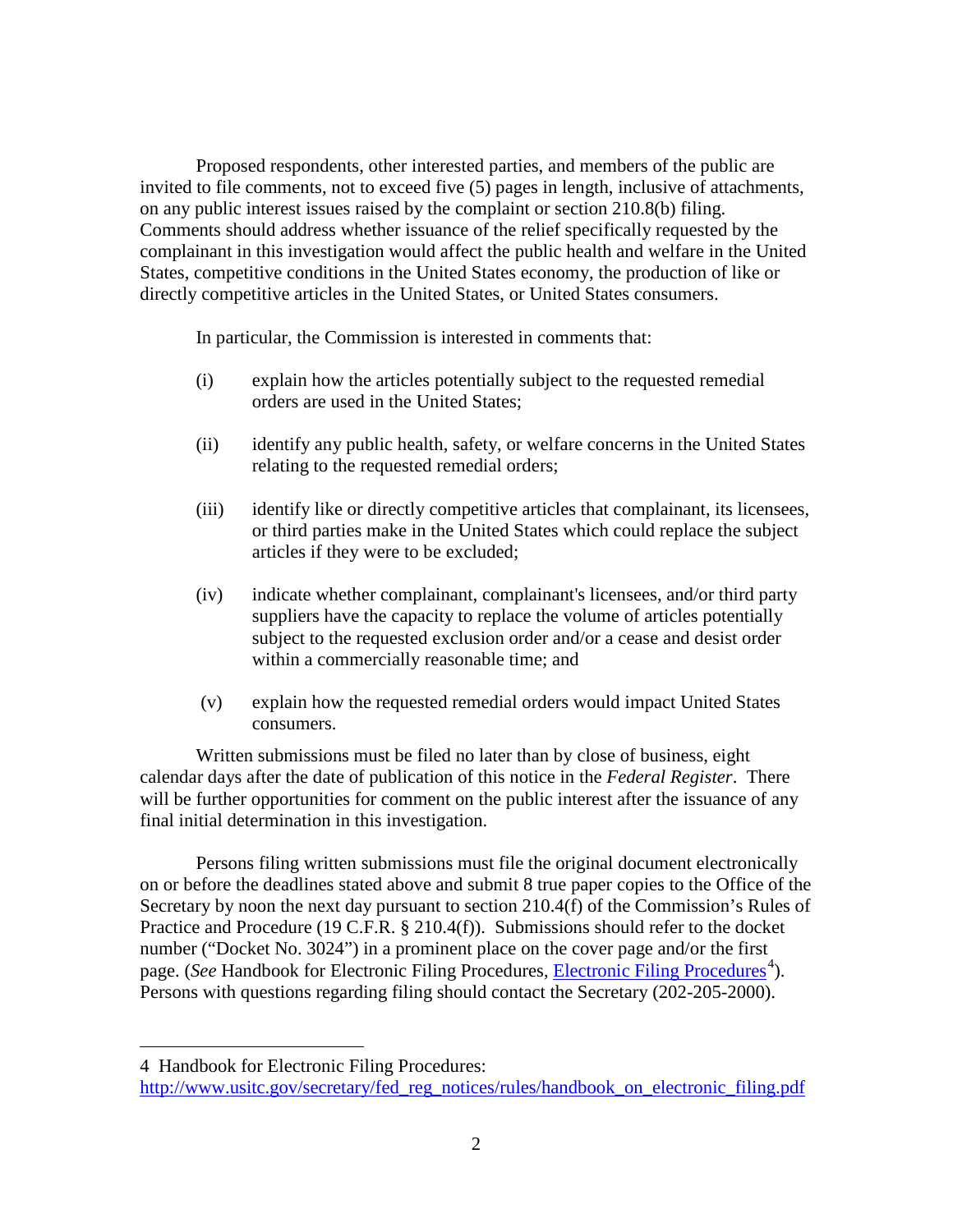Proposed respondents, other interested parties, and members of the public are invited to file comments, not to exceed five (5) pages in length, inclusive of attachments, on any public interest issues raised by the complaint or section 210.8(b) filing. Comments should address whether issuance of the relief specifically requested by the complainant in this investigation would affect the public health and welfare in the United States, competitive conditions in the United States economy, the production of like or directly competitive articles in the United States, or United States consumers.

In particular, the Commission is interested in comments that:

(i) explain how the articles potentially subject to the requested remedial orders are used in the United States;

(ii) identify any public health, safety, or welfare concerns in the United States relating to the requested remedial orders;

(iii) identify like or directly competitive articles that complainant, its licensees, or third parties make in the United States which could replace the subject articles if they were to be excluded;

(iv) indicate whether complainant, complainant's licensees, and/or third party suppliers have the capacity to replace the volume of articles potentially subject to the requested exclusion order and/or a cease and desist order within a commercially reasonable time; and

(v) explain how the requested remedial orders would impact United States consumers.

Written submissions must be filed no later than by close of business, eight calendar days after the date of publication of this notice in the *Federal Register*. There will be further opportunities for comment on the public interest after the issuance of any final initial determination in this investigation.

Persons filing written submissions must file the original document electronically on or before the deadlines stated above and submit 8 true paper copies to the Office of the Secretary by noon the next day pursuant to section 210.4(f) of the Commission's Rules of Practice and Procedure (19 C.F.R. § 210.4(f)). Submissions should refer to the docket number ("Docket No. 3024") in a prominent place on the cover page and/or the first page. (*See* Handbook for Electronic Filing Procedures, Electronic Filing Procedures[4]). Persons with questions regarding filing should contact the Secretary (202-205-2000).

---

4 Handbook for Electronic Filing Procedures: http://www.usitc.gov/secretary/fed_reg_notices/rules/handbook_on_electronic_filing.pdf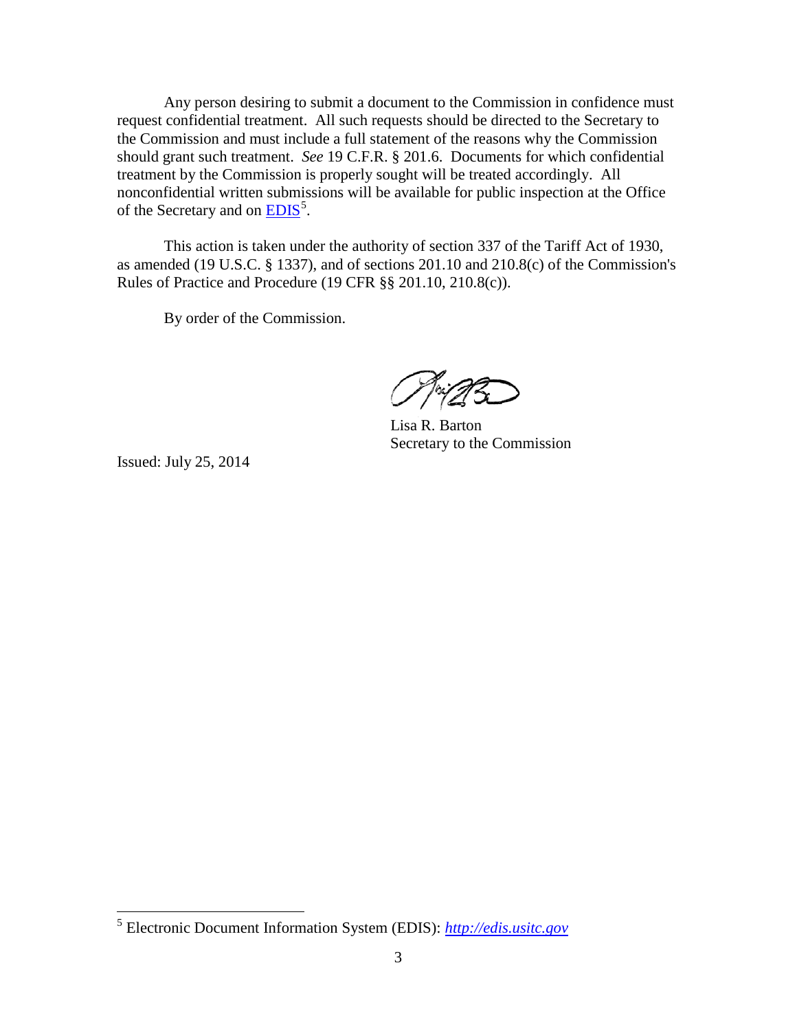Any person desiring to submit a document to the Commission in confidence must request confidential treatment. All such requests should be directed to the Secretary to the Commission and must include a full statement of the reasons why the Commission should grant such treatment. *See* 19 C.F.R. § 201.6. Documents for which confidential treatment by the Commission is properly sought will be treated accordingly. All nonconfidential written submissions will be available for public inspection at the Office of the Secretary and on EDIS[5].

This action is taken under the authority of section 337 of the Tariff Act of 1930, as amended (19 U.S.C. § 1337), and of sections 201.10 and 210.8(c) of the Commission's Rules of Practice and Procedure (19 CFR §§ 201.10, 210.8(c)).

By order of the Commission.

Lisa R. Barton
Secretary to the Commission

Issued: July 25, 2014

[5] Electronic Document Information System (EDIS): *http://edis.usitc.gov*